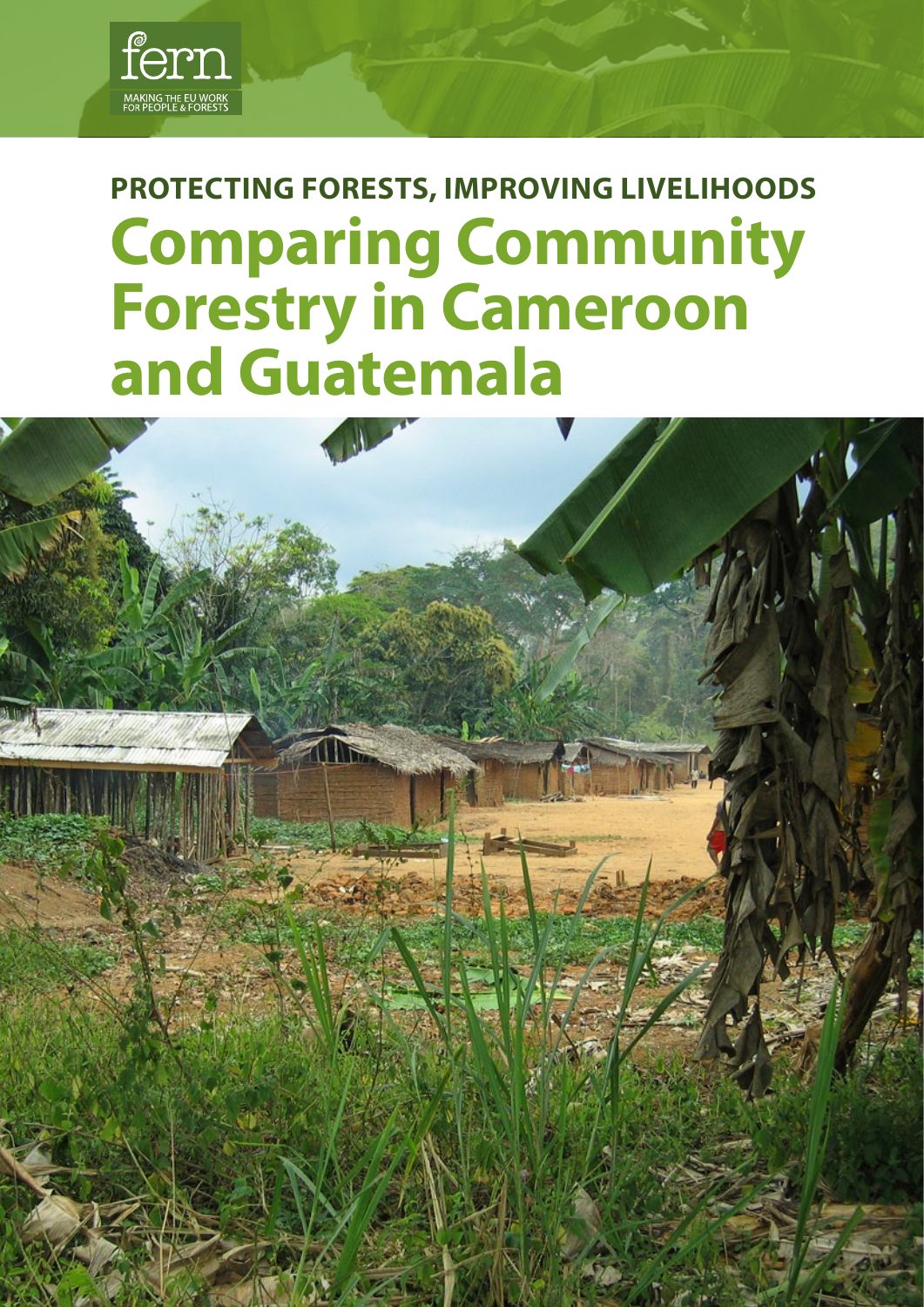fern

MAKING THE EU WORK FOR PEOPLE & FORESTS

## PROTECTING FORESTS, IMPROVING LIVELIHOODS

# Comparing Community Forestry in Cameroon and Guatemala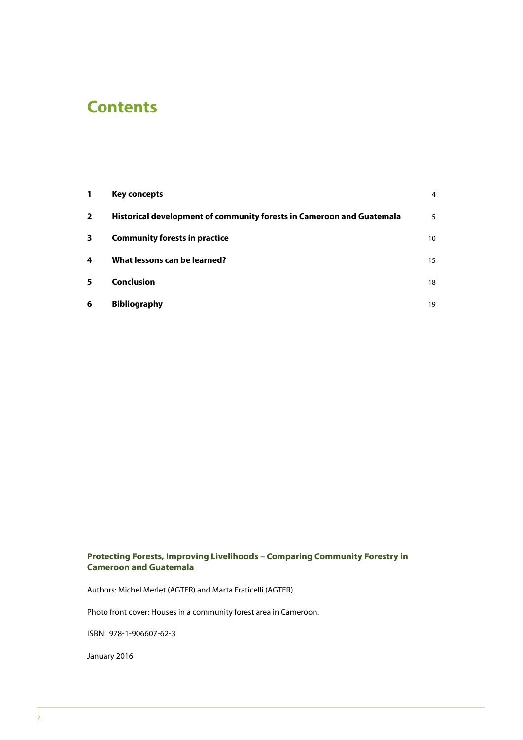# Contents

| | | |
|---|---|---|
| **1** | **Key concepts** | 4 |
| **2** | **Historical development of community forests in Cameroon and Guatemala** | 5 |
| **3** | **Community forests in practice** | 10 |
| **4** | **What lessons can be learned?** | 15 |
| **5** | **Conclusion** | 18 |
| **6** | **Bibliography** | 19 |

**Protecting Forests, Improving Livelihoods – Comparing Community Forestry in Cameroon and Guatemala**

Authors: Michel Merlet (AGTER) and Marta Fraticelli (AGTER)

Photo front cover: Houses in a community forest area in Cameroon.

ISBN: 978-1-906607-62-3

January 2016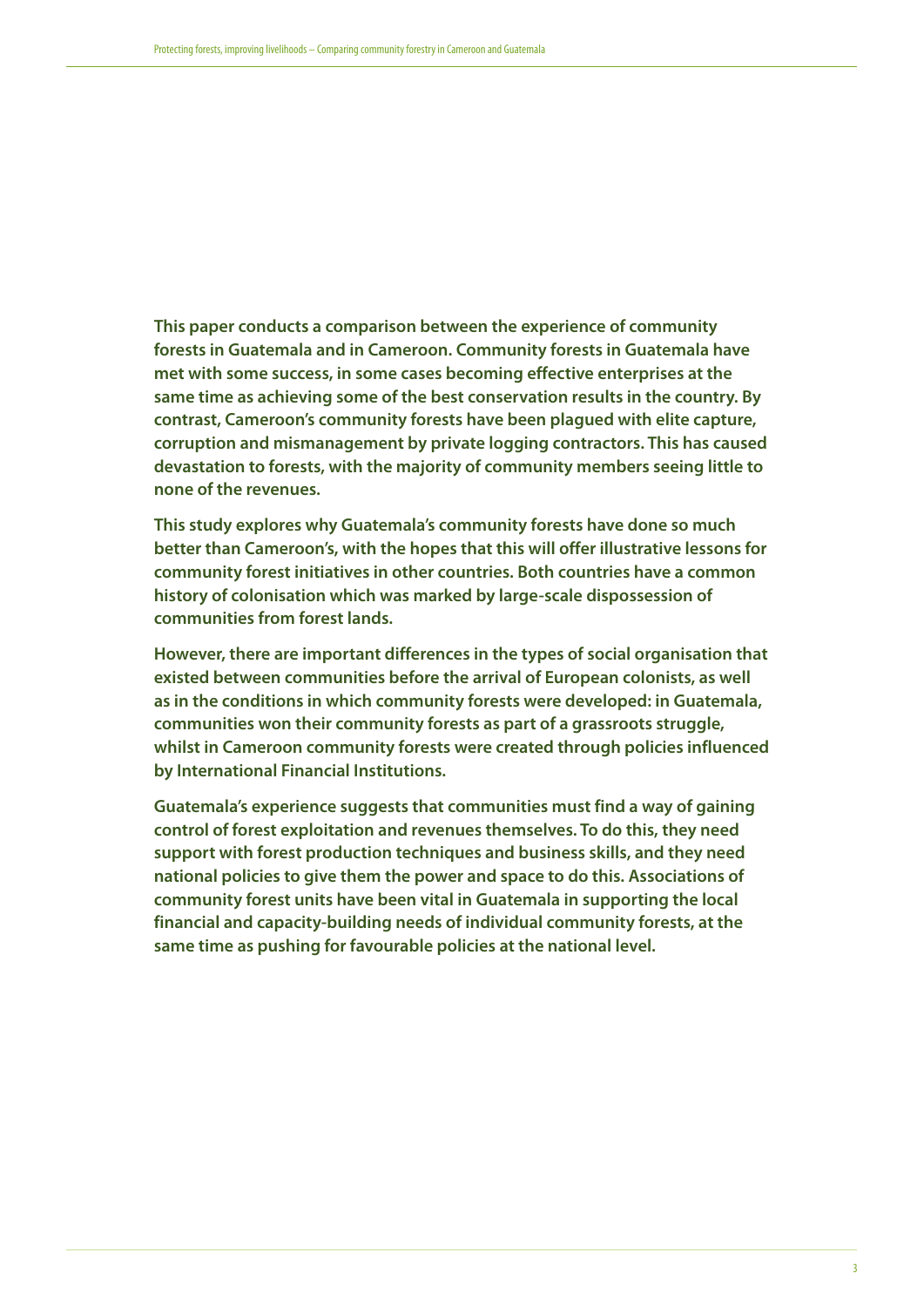**This paper conducts a comparison between the experience of community forests in Guatemala and in Cameroon. Community forests in Guatemala have met with some success, in some cases becoming effective enterprises at the same time as achieving some of the best conservation results in the country. By contrast, Cameroon's community forests have been plagued with elite capture, corruption and mismanagement by private logging contractors. This has caused devastation to forests, with the majority of community members seeing little to none of the revenues.**

**This study explores why Guatemala's community forests have done so much better than Cameroon's, with the hopes that this will offer illustrative lessons for community forest initiatives in other countries. Both countries have a common history of colonisation which was marked by large-scale dispossession of communities from forest lands.**

**However, there are important differences in the types of social organisation that existed between communities before the arrival of European colonists, as well as in the conditions in which community forests were developed: in Guatemala, communities won their community forests as part of a grassroots struggle, whilst in Cameroon community forests were created through policies influenced by International Financial Institutions.**

**Guatemala's experience suggests that communities must find a way of gaining control of forest exploitation and revenues themselves. To do this, they need support with forest production techniques and business skills, and they need national policies to give them the power and space to do this. Associations of community forest units have been vital in Guatemala in supporting the local financial and capacity-building needs of individual community forests, at the same time as pushing for favourable policies at the national level.**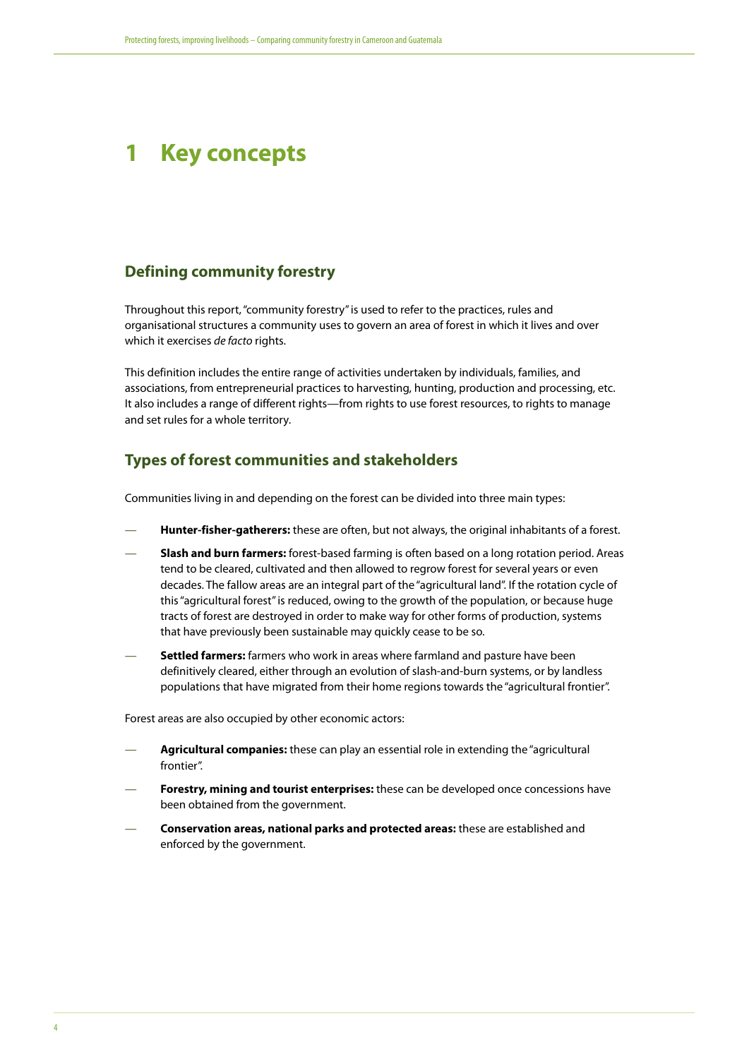# 1 Key concepts

## Defining community forestry

Throughout this report, "community forestry" is used to refer to the practices, rules and organisational structures a community uses to govern an area of forest in which it lives and over which it exercises *de facto* rights.

This definition includes the entire range of activities undertaken by individuals, families, and associations, from entrepreneurial practices to harvesting, hunting, production and processing, etc. It also includes a range of different rights—from rights to use forest resources, to rights to manage and set rules for a whole territory.

## Types of forest communities and stakeholders

Communities living in and depending on the forest can be divided into three main types:

— **Hunter-fisher-gatherers:** these are often, but not always, the original inhabitants of a forest.

— **Slash and burn farmers:** forest-based farming is often based on a long rotation period. Areas tend to be cleared, cultivated and then allowed to regrow forest for several years or even decades. The fallow areas are an integral part of the "agricultural land". If the rotation cycle of this "agricultural forest" is reduced, owing to the growth of the population, or because huge tracts of forest are destroyed in order to make way for other forms of production, systems that have previously been sustainable may quickly cease to be so.

— **Settled farmers:** farmers who work in areas where farmland and pasture have been definitively cleared, either through an evolution of slash-and-burn systems, or by landless populations that have migrated from their home regions towards the "agricultural frontier".

Forest areas are also occupied by other economic actors:

— **Agricultural companies:** these can play an essential role in extending the "agricultural frontier".

— **Forestry, mining and tourist enterprises:** these can be developed once concessions have been obtained from the government.

— **Conservation areas, national parks and protected areas:** these are established and enforced by the government.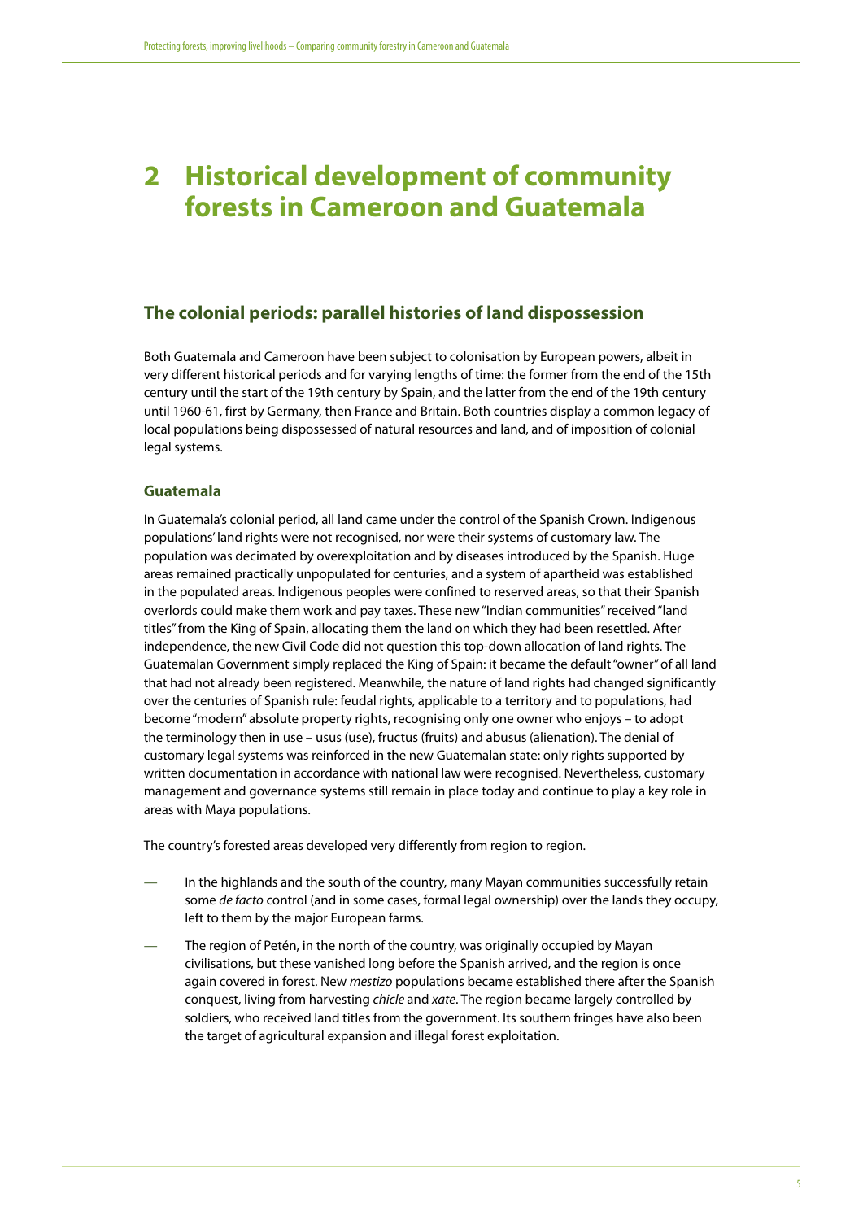# 2 Historical development of community forests in Cameroon and Guatemala

## The colonial periods: parallel histories of land dispossession

Both Guatemala and Cameroon have been subject to colonisation by European powers, albeit in very different historical periods and for varying lengths of time: the former from the end of the 15th century until the start of the 19th century by Spain, and the latter from the end of the 19th century until 1960-61, first by Germany, then France and Britain. Both countries display a common legacy of local populations being dispossessed of natural resources and land, and of imposition of colonial legal systems.

### Guatemala

In Guatemala's colonial period, all land came under the control of the Spanish Crown. Indigenous populations' land rights were not recognised, nor were their systems of customary law. The population was decimated by overexploitation and by diseases introduced by the Spanish. Huge areas remained practically unpopulated for centuries, and a system of apartheid was established in the populated areas. Indigenous peoples were confined to reserved areas, so that their Spanish overlords could make them work and pay taxes. These new "Indian communities" received "land titles" from the King of Spain, allocating them the land on which they had been resettled. After independence, the new Civil Code did not question this top-down allocation of land rights. The Guatemalan Government simply replaced the King of Spain: it became the default "owner" of all land that had not already been registered. Meanwhile, the nature of land rights had changed significantly over the centuries of Spanish rule: feudal rights, applicable to a territory and to populations, had become "modern" absolute property rights, recognising only one owner who enjoys – to adopt the terminology then in use – usus (use), fructus (fruits) and abusus (alienation). The denial of customary legal systems was reinforced in the new Guatemalan state: only rights supported by written documentation in accordance with national law were recognised. Nevertheless, customary management and governance systems still remain in place today and continue to play a key role in areas with Maya populations.

The country's forested areas developed very differently from region to region.

- In the highlands and the south of the country, many Mayan communities successfully retain some *de facto* control (and in some cases, formal legal ownership) over the lands they occupy, left to them by the major European farms.
- The region of Petén, in the north of the country, was originally occupied by Mayan civilisations, but these vanished long before the Spanish arrived, and the region is once again covered in forest. New *mestizo* populations became established there after the Spanish conquest, living from harvesting *chicle* and *xate*. The region became largely controlled by soldiers, who received land titles from the government. Its southern fringes have also been the target of agricultural expansion and illegal forest exploitation.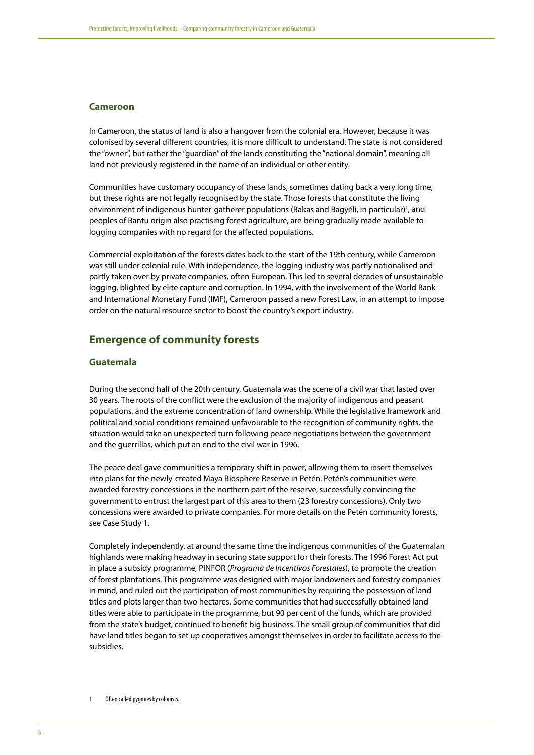### Cameroon

In Cameroon, the status of land is also a hangover from the colonial era. However, because it was colonised by several different countries, it is more difficult to understand. The state is not considered the "owner", but rather the "guardian" of the lands constituting the "national domain", meaning all land not previously registered in the name of an individual or other entity.

Communities have customary occupancy of these lands, sometimes dating back a very long time, but these rights are not legally recognised by the state. Those forests that constitute the living environment of indigenous hunter-gatherer populations (Bakas and Bagyéli, in particular)[1], and peoples of Bantu origin also practising forest agriculture, are being gradually made available to logging companies with no regard for the affected populations.

Commercial exploitation of the forests dates back to the start of the 19th century, while Cameroon was still under colonial rule. With independence, the logging industry was partly nationalised and partly taken over by private companies, often European. This led to several decades of unsustainable logging, blighted by elite capture and corruption. In 1994, with the involvement of the World Bank and International Monetary Fund (IMF), Cameroon passed a new Forest Law, in an attempt to impose order on the natural resource sector to boost the country's export industry.

## Emergence of community forests

### Guatemala

During the second half of the 20th century, Guatemala was the scene of a civil war that lasted over 30 years. The roots of the conflict were the exclusion of the majority of indigenous and peasant populations, and the extreme concentration of land ownership. While the legislative framework and political and social conditions remained unfavourable to the recognition of community rights, the situation would take an unexpected turn following peace negotiations between the government and the guerrillas, which put an end to the civil war in 1996.

The peace deal gave communities a temporary shift in power, allowing them to insert themselves into plans for the newly-created Maya Biosphere Reserve in Petén. Petén's communities were awarded forestry concessions in the northern part of the reserve, successfully convincing the government to entrust the largest part of this area to them (23 forestry concessions). Only two concessions were awarded to private companies. For more details on the Petén community forests, see Case Study 1.

Completely independently, at around the same time the indigenous communities of the Guatemalan highlands were making headway in securing state support for their forests. The 1996 Forest Act put in place a subsidy programme, PINFOR (*Programa de Incentivos Forestales*), to promote the creation of forest plantations. This programme was designed with major landowners and forestry companies in mind, and ruled out the participation of most communities by requiring the possession of land titles and plots larger than two hectares. Some communities that had successfully obtained land titles were able to participate in the programme, but 90 per cent of the funds, which are provided from the state's budget, continued to benefit big business. The small group of communities that did have land titles began to set up cooperatives amongst themselves in order to facilitate access to the subsidies.

1 Often called pygmies by colonists.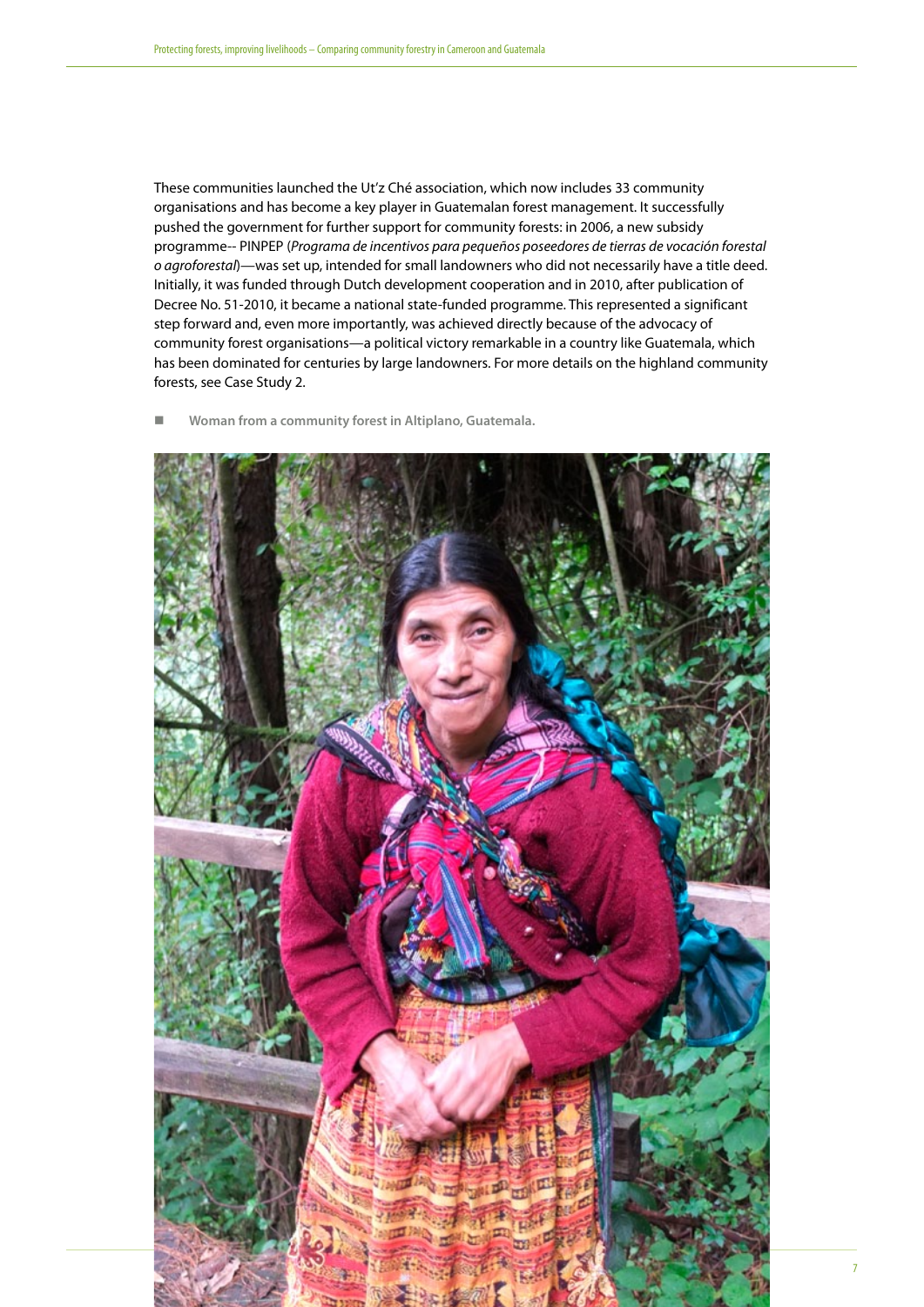These communities launched the Ut'z Ché association, which now includes 33 community organisations and has become a key player in Guatemalan forest management. It successfully pushed the government for further support for community forests: in 2006, a new subsidy programme-- PINPEP (*Programa de incentivos para pequeños poseedores de tierras de vocación forestal o agroforestal*)—was set up, intended for small landowners who did not necessarily have a title deed. Initially, it was funded through Dutch development cooperation and in 2010, after publication of Decree No. 51-2010, it became a national state-funded programme. This represented a significant step forward and, even more importantly, was achieved directly because of the advocacy of community forest organisations—a political victory remarkable in a country like Guatemala, which has been dominated for centuries by large landowners. For more details on the highland community forests, see Case Study 2.

**Woman from a community forest in Altiplano, Guatemala.**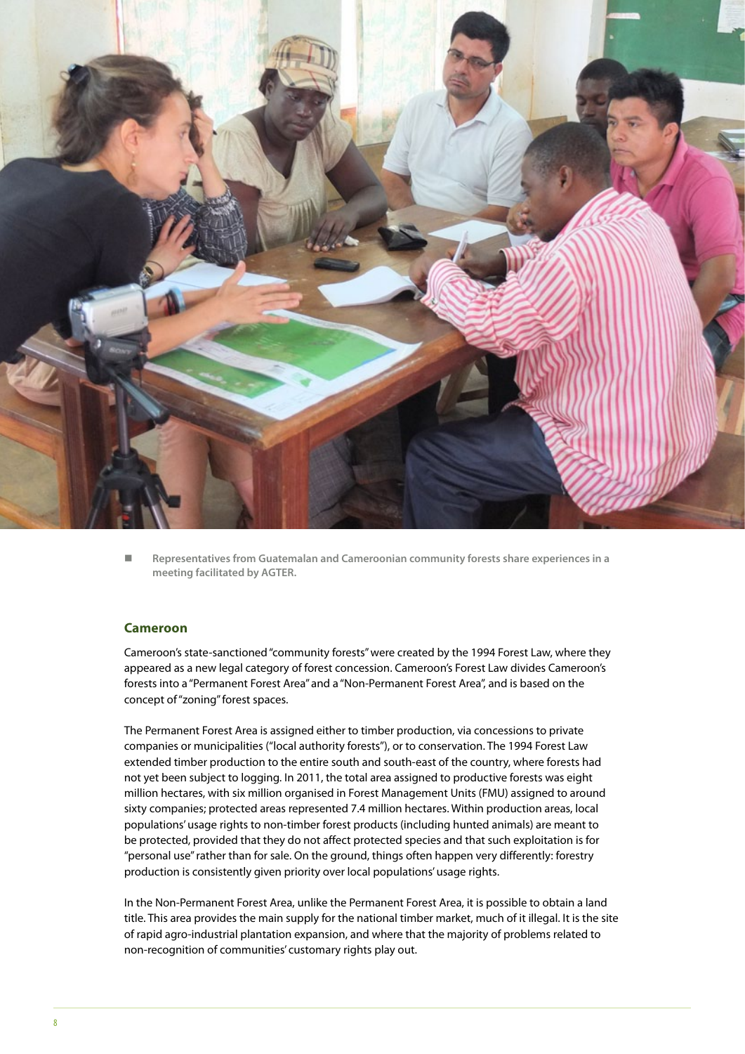Representatives from Guatemalan and Cameroonian community forests share experiences in a meeting facilitated by AGTER.

### Cameroon

Cameroon's state-sanctioned "community forests" were created by the 1994 Forest Law, where they appeared as a new legal category of forest concession. Cameroon's Forest Law divides Cameroon's forests into a "Permanent Forest Area" and a "Non-Permanent Forest Area", and is based on the concept of "zoning" forest spaces.

The Permanent Forest Area is assigned either to timber production, via concessions to private companies or municipalities ("local authority forests"), or to conservation. The 1994 Forest Law extended timber production to the entire south and south-east of the country, where forests had not yet been subject to logging. In 2011, the total area assigned to productive forests was eight million hectares, with six million organised in Forest Management Units (FMU) assigned to around sixty companies; protected areas represented 7.4 million hectares. Within production areas, local populations' usage rights to non-timber forest products (including hunted animals) are meant to be protected, provided that they do not affect protected species and that such exploitation is for "personal use" rather than for sale. On the ground, things often happen very differently: forestry production is consistently given priority over local populations' usage rights.

In the Non-Permanent Forest Area, unlike the Permanent Forest Area, it is possible to obtain a land title. This area provides the main supply for the national timber market, much of it illegal. It is the site of rapid agro-industrial plantation expansion, and where that the majority of problems related to non-recognition of communities' customary rights play out.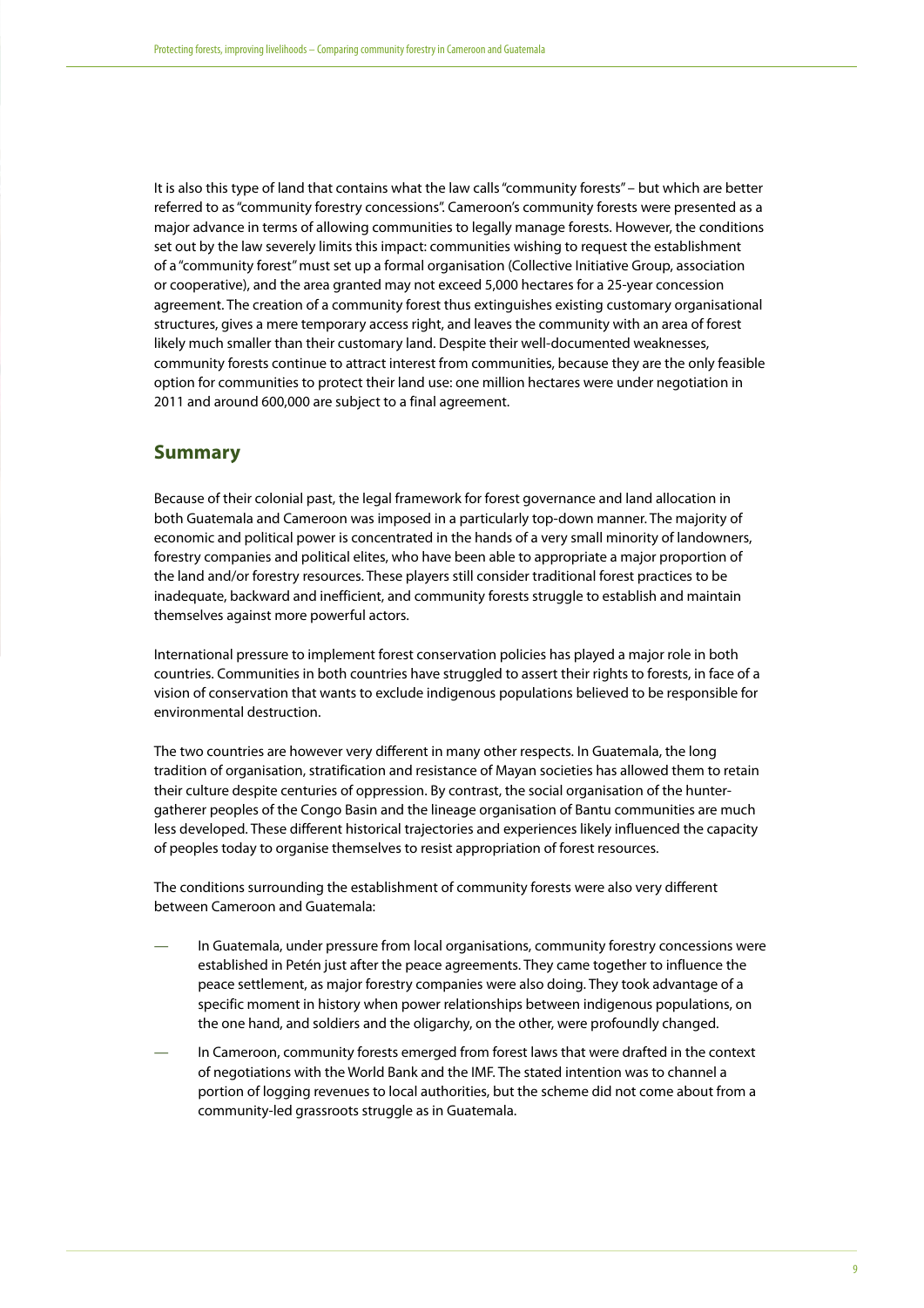It is also this type of land that contains what the law calls "community forests" – but which are better referred to as "community forestry concessions". Cameroon's community forests were presented as a major advance in terms of allowing communities to legally manage forests. However, the conditions set out by the law severely limits this impact: communities wishing to request the establishment of a "community forest" must set up a formal organisation (Collective Initiative Group, association or cooperative), and the area granted may not exceed 5,000 hectares for a 25-year concession agreement. The creation of a community forest thus extinguishes existing customary organisational structures, gives a mere temporary access right, and leaves the community with an area of forest likely much smaller than their customary land. Despite their well-documented weaknesses, community forests continue to attract interest from communities, because they are the only feasible option for communities to protect their land use: one million hectares were under negotiation in 2011 and around 600,000 are subject to a final agreement.

## Summary

Because of their colonial past, the legal framework for forest governance and land allocation in both Guatemala and Cameroon was imposed in a particularly top-down manner. The majority of economic and political power is concentrated in the hands of a very small minority of landowners, forestry companies and political elites, who have been able to appropriate a major proportion of the land and/or forestry resources. These players still consider traditional forest practices to be inadequate, backward and inefficient, and community forests struggle to establish and maintain themselves against more powerful actors.

International pressure to implement forest conservation policies has played a major role in both countries. Communities in both countries have struggled to assert their rights to forests, in face of a vision of conservation that wants to exclude indigenous populations believed to be responsible for environmental destruction.

The two countries are however very different in many other respects. In Guatemala, the long tradition of organisation, stratification and resistance of Mayan societies has allowed them to retain their culture despite centuries of oppression. By contrast, the social organisation of the hunter-gatherer peoples of the Congo Basin and the lineage organisation of Bantu communities are much less developed. These different historical trajectories and experiences likely influenced the capacity of peoples today to organise themselves to resist appropriation of forest resources.

The conditions surrounding the establishment of community forests were also very different between Cameroon and Guatemala:

- In Guatemala, under pressure from local organisations, community forestry concessions were established in Petén just after the peace agreements. They came together to influence the peace settlement, as major forestry companies were also doing. They took advantage of a specific moment in history when power relationships between indigenous populations, on the one hand, and soldiers and the oligarchy, on the other, were profoundly changed.
- In Cameroon, community forests emerged from forest laws that were drafted in the context of negotiations with the World Bank and the IMF. The stated intention was to channel a portion of logging revenues to local authorities, but the scheme did not come about from a community-led grassroots struggle as in Guatemala.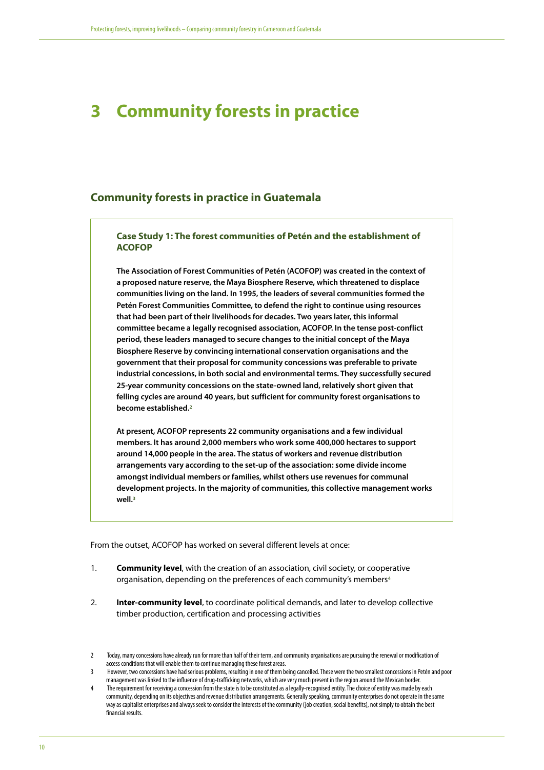# 3 Community forests in practice

## Community forests in practice in Guatemala

### Case Study 1: The forest communities of Petén and the establishment of ACOFOP

**The Association of Forest Communities of Petén (ACOFOP) was created in the context of a proposed nature reserve, the Maya Biosphere Reserve, which threatened to displace communities living on the land. In 1995, the leaders of several communities formed the Petén Forest Communities Committee, to defend the right to continue using resources that had been part of their livelihoods for decades. Two years later, this informal committee became a legally recognised association, ACOFOP. In the tense post-conflict period, these leaders managed to secure changes to the initial concept of the Maya Biosphere Reserve by convincing international conservation organisations and the government that their proposal for community concessions was preferable to private industrial concessions, in both social and environmental terms. They successfully secured 25-year community concessions on the state-owned land, relatively short given that felling cycles are around 40 years, but sufficient for community forest organisations to become established.[2]**

**At present, ACOFOP represents 22 community organisations and a few individual members. It has around 2,000 members who work some 400,000 hectares to support around 14,000 people in the area. The status of workers and revenue distribution arrangements vary according to the set-up of the association: some divide income amongst individual members or families, whilst others use revenues for communal development projects. In the majority of communities, this collective management works well.[3]**

From the outset, ACOFOP has worked on several different levels at once:

1. **Community level**, with the creation of an association, civil society, or cooperative organisation, depending on the preferences of each community's members[4]
2. **Inter-community level**, to coordinate political demands, and later to develop collective timber production, certification and processing activities

2 Today, many concessions have already run for more than half of their term, and community organisations are pursuing the renewal or modification of access conditions that will enable them to continue managing these forest areas.

3 However, two concessions have had serious problems, resulting in one of them being cancelled. These were the two smallest concessions in Petén and poor management was linked to the influence of drug-trafficking networks, which are very much present in the region around the Mexican border.

4 The requirement for receiving a concession from the state is to be constituted as a legally-recognised entity. The choice of entity was made by each community, depending on its objectives and revenue distribution arrangements. Generally speaking, community enterprises do not operate in the same way as capitalist enterprises and always seek to consider the interests of the community (job creation, social benefits), not simply to obtain the best financial results.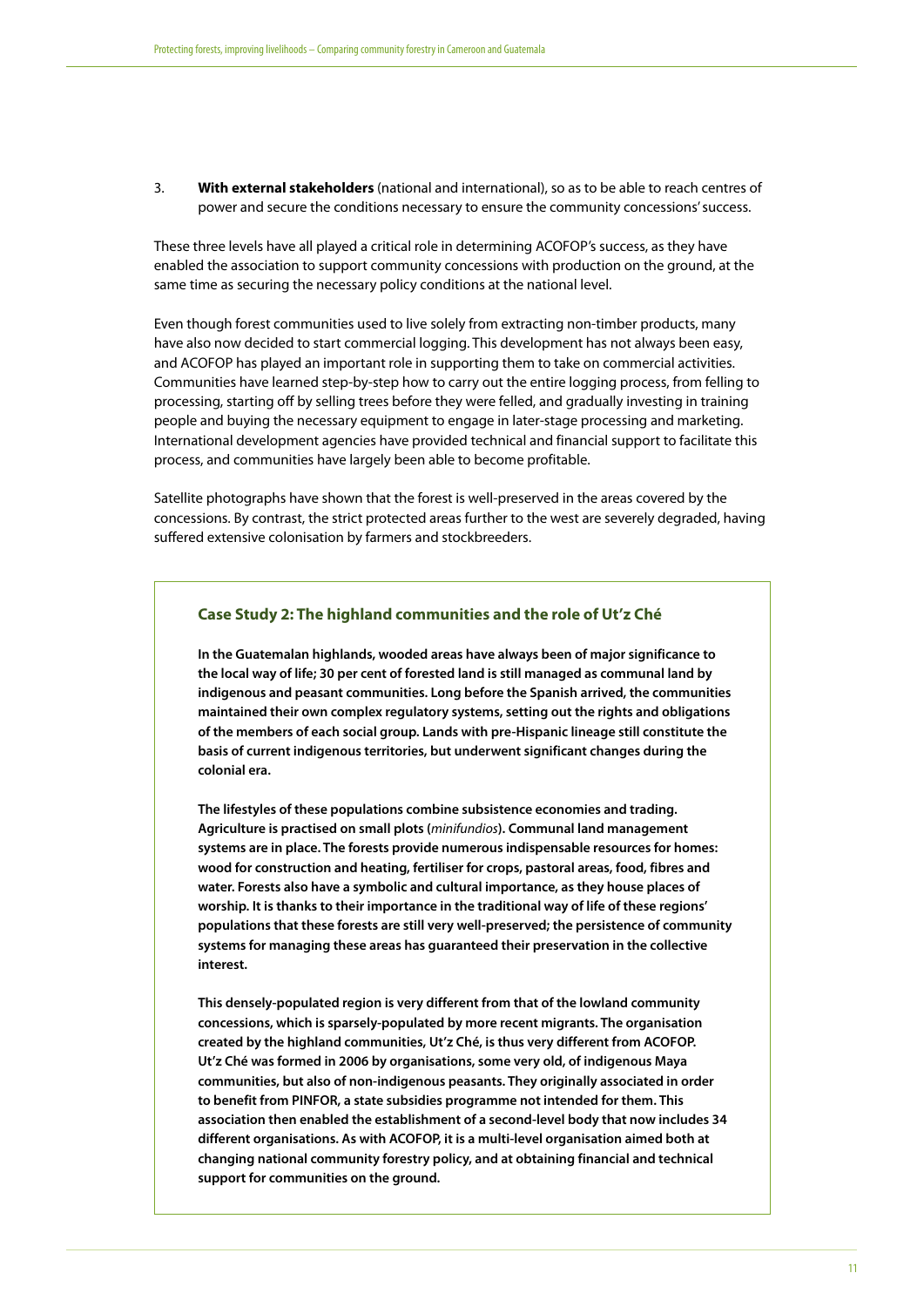3. **With external stakeholders** (national and international), so as to be able to reach centres of power and secure the conditions necessary to ensure the community concessions' success.

These three levels have all played a critical role in determining ACOFOP's success, as they have enabled the association to support community concessions with production on the ground, at the same time as securing the necessary policy conditions at the national level.

Even though forest communities used to live solely from extracting non-timber products, many have also now decided to start commercial logging. This development has not always been easy, and ACOFOP has played an important role in supporting them to take on commercial activities. Communities have learned step-by-step how to carry out the entire logging process, from felling to processing, starting off by selling trees before they were felled, and gradually investing in training people and buying the necessary equipment to engage in later-stage processing and marketing. International development agencies have provided technical and financial support to facilitate this process, and communities have largely been able to become profitable.

Satellite photographs have shown that the forest is well-preserved in the areas covered by the concessions. By contrast, the strict protected areas further to the west are severely degraded, having suffered extensive colonisation by farmers and stockbreeders.

### Case Study 2: The highland communities and the role of Ut'z Ché

**In the Guatemalan highlands, wooded areas have always been of major significance to the local way of life; 30 per cent of forested land is still managed as communal land by indigenous and peasant communities. Long before the Spanish arrived, the communities maintained their own complex regulatory systems, setting out the rights and obligations of the members of each social group. Lands with pre-Hispanic lineage still constitute the basis of current indigenous territories, but underwent significant changes during the colonial era.**

**The lifestyles of these populations combine subsistence economies and trading. Agriculture is practised on small plots (*minifundios*). Communal land management systems are in place. The forests provide numerous indispensable resources for homes: wood for construction and heating, fertiliser for crops, pastoral areas, food, fibres and water. Forests also have a symbolic and cultural importance, as they house places of worship. It is thanks to their importance in the traditional way of life of these regions' populations that these forests are still very well-preserved; the persistence of community systems for managing these areas has guaranteed their preservation in the collective interest.**

**This densely-populated region is very different from that of the lowland community concessions, which is sparsely-populated by more recent migrants. The organisation created by the highland communities, Ut'z Ché, is thus very different from ACOFOP. Ut'z Ché was formed in 2006 by organisations, some very old, of indigenous Maya communities, but also of non-indigenous peasants. They originally associated in order to benefit from PINFOR, a state subsidies programme not intended for them. This association then enabled the establishment of a second-level body that now includes 34 different organisations. As with ACOFOP, it is a multi-level organisation aimed both at changing national community forestry policy, and at obtaining financial and technical support for communities on the ground.**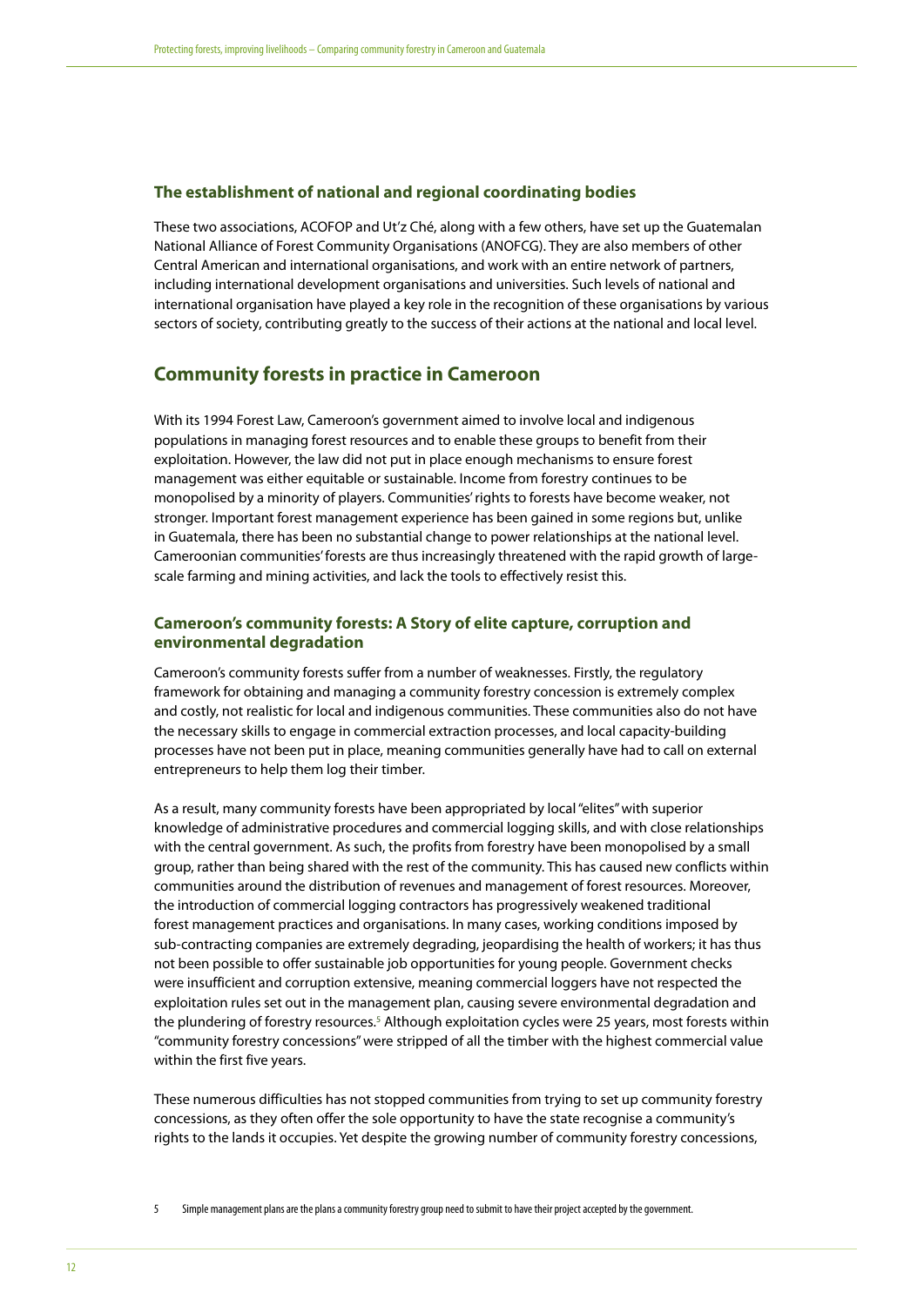### The establishment of national and regional coordinating bodies

These two associations, ACOFOP and Ut'z Ché, along with a few others, have set up the Guatemalan National Alliance of Forest Community Organisations (ANOFCG). They are also members of other Central American and international organisations, and work with an entire network of partners, including international development organisations and universities. Such levels of national and international organisation have played a key role in the recognition of these organisations by various sectors of society, contributing greatly to the success of their actions at the national and local level.

## Community forests in practice in Cameroon

With its 1994 Forest Law, Cameroon's government aimed to involve local and indigenous populations in managing forest resources and to enable these groups to benefit from their exploitation. However, the law did not put in place enough mechanisms to ensure forest management was either equitable or sustainable. Income from forestry continues to be monopolised by a minority of players. Communities' rights to forests have become weaker, not stronger. Important forest management experience has been gained in some regions but, unlike in Guatemala, there has been no substantial change to power relationships at the national level. Cameroonian communities' forests are thus increasingly threatened with the rapid growth of large-scale farming and mining activities, and lack the tools to effectively resist this.

### Cameroon's community forests: A Story of elite capture, corruption and environmental degradation

Cameroon's community forests suffer from a number of weaknesses. Firstly, the regulatory framework for obtaining and managing a community forestry concession is extremely complex and costly, not realistic for local and indigenous communities. These communities also do not have the necessary skills to engage in commercial extraction processes, and local capacity-building processes have not been put in place, meaning communities generally have had to call on external entrepreneurs to help them log their timber.

As a result, many community forests have been appropriated by local "elites" with superior knowledge of administrative procedures and commercial logging skills, and with close relationships with the central government. As such, the profits from forestry have been monopolised by a small group, rather than being shared with the rest of the community. This has caused new conflicts within communities around the distribution of revenues and management of forest resources. Moreover, the introduction of commercial logging contractors has progressively weakened traditional forest management practices and organisations. In many cases, working conditions imposed by sub-contracting companies are extremely degrading, jeopardising the health of workers; it has thus not been possible to offer sustainable job opportunities for young people. Government checks were insufficient and corruption extensive, meaning commercial loggers have not respected the exploitation rules set out in the management plan, causing severe environmental degradation and the plundering of forestry resources.[5] Although exploitation cycles were 25 years, most forests within "community forestry concessions" were stripped of all the timber with the highest commercial value within the first five years.

These numerous difficulties has not stopped communities from trying to set up community forestry concessions, as they often offer the sole opportunity to have the state recognise a community's rights to the lands it occupies. Yet despite the growing number of community forestry concessions,

5 Simple management plans are the plans a community forestry group need to submit to have their project accepted by the government.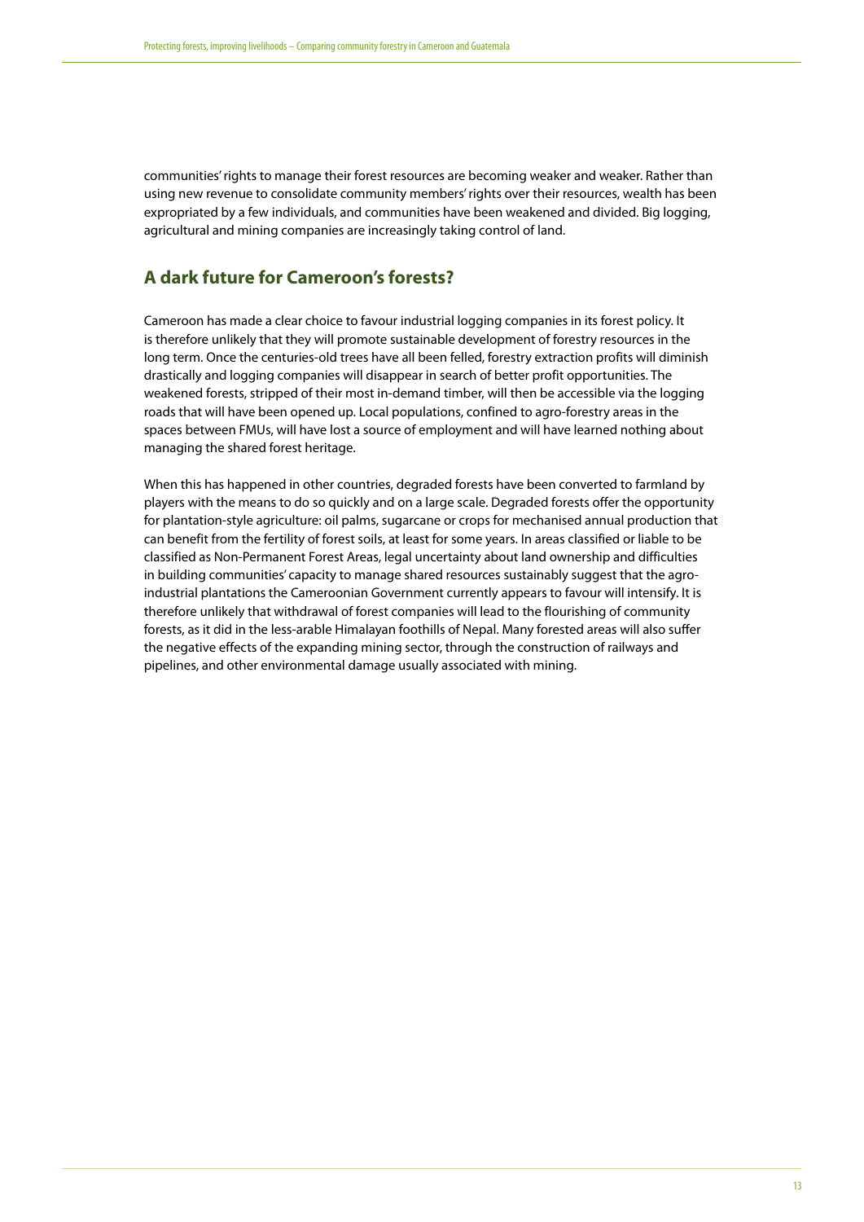communities' rights to manage their forest resources are becoming weaker and weaker. Rather than using new revenue to consolidate community members' rights over their resources, wealth has been expropriated by a few individuals, and communities have been weakened and divided. Big logging, agricultural and mining companies are increasingly taking control of land.

## A dark future for Cameroon's forests?

Cameroon has made a clear choice to favour industrial logging companies in its forest policy. It is therefore unlikely that they will promote sustainable development of forestry resources in the long term. Once the centuries-old trees have all been felled, forestry extraction profits will diminish drastically and logging companies will disappear in search of better profit opportunities. The weakened forests, stripped of their most in-demand timber, will then be accessible via the logging roads that will have been opened up. Local populations, confined to agro-forestry areas in the spaces between FMUs, will have lost a source of employment and will have learned nothing about managing the shared forest heritage.

When this has happened in other countries, degraded forests have been converted to farmland by players with the means to do so quickly and on a large scale. Degraded forests offer the opportunity for plantation-style agriculture: oil palms, sugarcane or crops for mechanised annual production that can benefit from the fertility of forest soils, at least for some years. In areas classified or liable to be classified as Non-Permanent Forest Areas, legal uncertainty about land ownership and difficulties in building communities' capacity to manage shared resources sustainably suggest that the agro-industrial plantations the Cameroonian Government currently appears to favour will intensify. It is therefore unlikely that withdrawal of forest companies will lead to the flourishing of community forests, as it did in the less-arable Himalayan foothills of Nepal. Many forested areas will also suffer the negative effects of the expanding mining sector, through the construction of railways and pipelines, and other environmental damage usually associated with mining.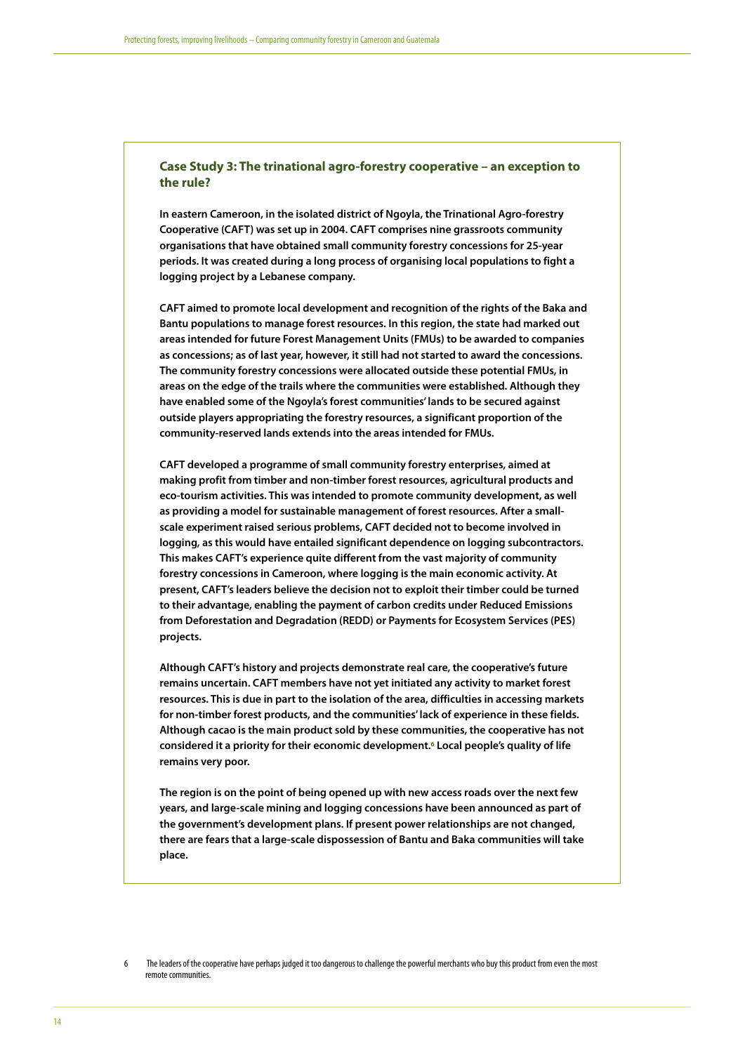### Case Study 3: The trinational agro-forestry cooperative – an exception to the rule?

**In eastern Cameroon, in the isolated district of Ngoyla, the Trinational Agro-forestry Cooperative (CAFT) was set up in 2004. CAFT comprises nine grassroots community organisations that have obtained small community forestry concessions for 25-year periods. It was created during a long process of organising local populations to fight a logging project by a Lebanese company.**

**CAFT aimed to promote local development and recognition of the rights of the Baka and Bantu populations to manage forest resources. In this region, the state had marked out areas intended for future Forest Management Units (FMUs) to be awarded to companies as concessions; as of last year, however, it still had not started to award the concessions. The community forestry concessions were allocated outside these potential FMUs, in areas on the edge of the trails where the communities were established. Although they have enabled some of the Ngoyla's forest communities' lands to be secured against outside players appropriating the forestry resources, a significant proportion of the community-reserved lands extends into the areas intended for FMUs.**

**CAFT developed a programme of small community forestry enterprises, aimed at making profit from timber and non-timber forest resources, agricultural products and eco-tourism activities. This was intended to promote community development, as well as providing a model for sustainable management of forest resources. After a small-scale experiment raised serious problems, CAFT decided not to become involved in logging, as this would have entailed significant dependence on logging subcontractors. This makes CAFT's experience quite different from the vast majority of community forestry concessions in Cameroon, where logging is the main economic activity. At present, CAFT's leaders believe the decision not to exploit their timber could be turned to their advantage, enabling the payment of carbon credits under Reduced Emissions from Deforestation and Degradation (REDD) or Payments for Ecosystem Services (PES) projects.**

**Although CAFT's history and projects demonstrate real care, the cooperative's future remains uncertain. CAFT members have not yet initiated any activity to market forest resources. This is due in part to the isolation of the area, difficulties in accessing markets for non-timber forest products, and the communities' lack of experience in these fields. Although cacao is the main product sold by these communities, the cooperative has not considered it a priority for their economic development.[6] Local people's quality of life remains very poor.**

**The region is on the point of being opened up with new access roads over the next few years, and large-scale mining and logging concessions have been announced as part of the government's development plans. If present power relationships are not changed, there are fears that a large-scale dispossession of Bantu and Baka communities will take place.**

---

6 The leaders of the cooperative have perhaps judged it too dangerous to challenge the powerful merchants who buy this product from even the most remote communities.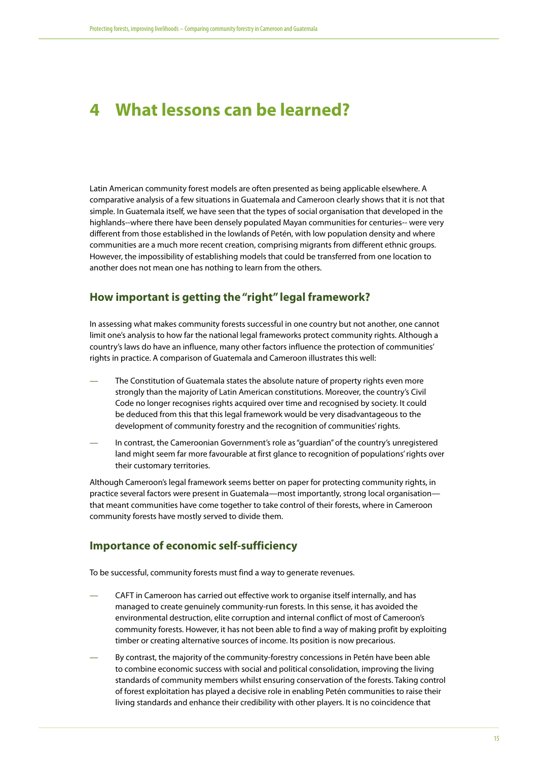# 4 What lessons can be learned?

Latin American community forest models are often presented as being applicable elsewhere. A comparative analysis of a few situations in Guatemala and Cameroon clearly shows that it is not that simple. In Guatemala itself, we have seen that the types of social organisation that developed in the highlands--where there have been densely populated Mayan communities for centuries-- were very different from those established in the lowlands of Petén, with low population density and where communities are a much more recent creation, comprising migrants from different ethnic groups. However, the impossibility of establishing models that could be transferred from one location to another does not mean one has nothing to learn from the others.

## How important is getting the "right" legal framework?

In assessing what makes community forests successful in one country but not another, one cannot limit one's analysis to how far the national legal frameworks protect community rights. Although a country's laws do have an influence, many other factors influence the protection of communities' rights in practice. A comparison of Guatemala and Cameroon illustrates this well:

— The Constitution of Guatemala states the absolute nature of property rights even more strongly than the majority of Latin American constitutions. Moreover, the country's Civil Code no longer recognises rights acquired over time and recognised by society. It could be deduced from this that this legal framework would be very disadvantageous to the development of community forestry and the recognition of communities' rights.

— In contrast, the Cameroonian Government's role as "guardian" of the country's unregistered land might seem far more favourable at first glance to recognition of populations' rights over their customary territories.

Although Cameroon's legal framework seems better on paper for protecting community rights, in practice several factors were present in Guatemala—most importantly, strong local organisation—that meant communities have come together to take control of their forests, where in Cameroon community forests have mostly served to divide them.

## Importance of economic self-sufficiency

To be successful, community forests must find a way to generate revenues.

— CAFT in Cameroon has carried out effective work to organise itself internally, and has managed to create genuinely community-run forests. In this sense, it has avoided the environmental destruction, elite corruption and internal conflict of most of Cameroon's community forests. However, it has not been able to find a way of making profit by exploiting timber or creating alternative sources of income. Its position is now precarious.

— By contrast, the majority of the community-forestry concessions in Petén have been able to combine economic success with social and political consolidation, improving the living standards of community members whilst ensuring conservation of the forests. Taking control of forest exploitation has played a decisive role in enabling Petén communities to raise their living standards and enhance their credibility with other players. It is no coincidence that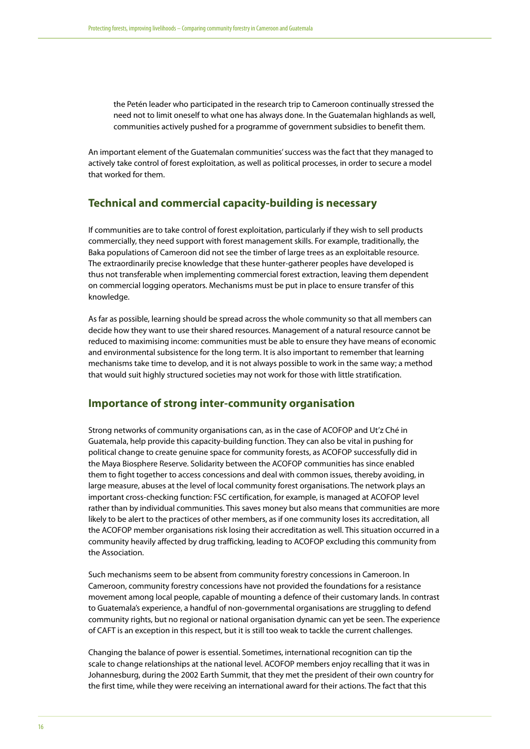the Petén leader who participated in the research trip to Cameroon continually stressed the need not to limit oneself to what one has always done. In the Guatemalan highlands as well, communities actively pushed for a programme of government subsidies to benefit them.

An important element of the Guatemalan communities' success was the fact that they managed to actively take control of forest exploitation, as well as political processes, in order to secure a model that worked for them.

## Technical and commercial capacity-building is necessary

If communities are to take control of forest exploitation, particularly if they wish to sell products commercially, they need support with forest management skills. For example, traditionally, the Baka populations of Cameroon did not see the timber of large trees as an exploitable resource. The extraordinarily precise knowledge that these hunter-gatherer peoples have developed is thus not transferable when implementing commercial forest extraction, leaving them dependent on commercial logging operators. Mechanisms must be put in place to ensure transfer of this knowledge.

As far as possible, learning should be spread across the whole community so that all members can decide how they want to use their shared resources. Management of a natural resource cannot be reduced to maximising income: communities must be able to ensure they have means of economic and environmental subsistence for the long term. It is also important to remember that learning mechanisms take time to develop, and it is not always possible to work in the same way; a method that would suit highly structured societies may not work for those with little stratification.

## Importance of strong inter-community organisation

Strong networks of community organisations can, as in the case of ACOFOP and Ut'z Ché in Guatemala, help provide this capacity-building function. They can also be vital in pushing for political change to create genuine space for community forests, as ACOFOP successfully did in the Maya Biosphere Reserve. Solidarity between the ACOFOP communities has since enabled them to fight together to access concessions and deal with common issues, thereby avoiding, in large measure, abuses at the level of local community forest organisations. The network plays an important cross-checking function: FSC certification, for example, is managed at ACOFOP level rather than by individual communities. This saves money but also means that communities are more likely to be alert to the practices of other members, as if one community loses its accreditation, all the ACOFOP member organisations risk losing their accreditation as well. This situation occurred in a community heavily affected by drug trafficking, leading to ACOFOP excluding this community from the Association.

Such mechanisms seem to be absent from community forestry concessions in Cameroon. In Cameroon, community forestry concessions have not provided the foundations for a resistance movement among local people, capable of mounting a defence of their customary lands. In contrast to Guatemala's experience, a handful of non-governmental organisations are struggling to defend community rights, but no regional or national organisation dynamic can yet be seen. The experience of CAFT is an exception in this respect, but it is still too weak to tackle the current challenges.

Changing the balance of power is essential. Sometimes, international recognition can tip the scale to change relationships at the national level. ACOFOP members enjoy recalling that it was in Johannesburg, during the 2002 Earth Summit, that they met the president of their own country for the first time, while they were receiving an international award for their actions. The fact that this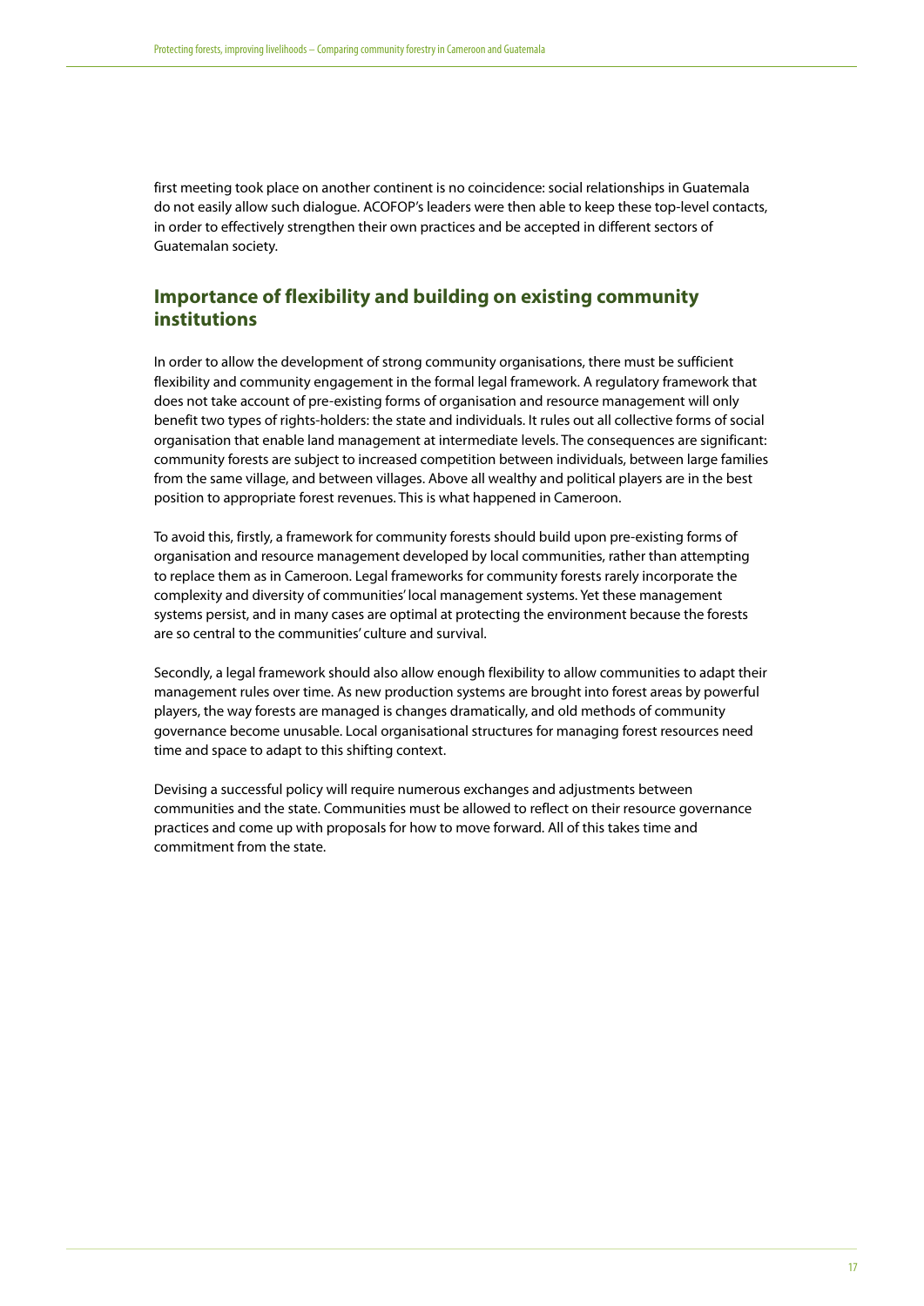first meeting took place on another continent is no coincidence: social relationships in Guatemala do not easily allow such dialogue. ACOFOP's leaders were then able to keep these top-level contacts, in order to effectively strengthen their own practices and be accepted in different sectors of Guatemalan society.

## Importance of flexibility and building on existing community institutions

In order to allow the development of strong community organisations, there must be sufficient flexibility and community engagement in the formal legal framework. A regulatory framework that does not take account of pre-existing forms of organisation and resource management will only benefit two types of rights-holders: the state and individuals. It rules out all collective forms of social organisation that enable land management at intermediate levels. The consequences are significant: community forests are subject to increased competition between individuals, between large families from the same village, and between villages. Above all wealthy and political players are in the best position to appropriate forest revenues. This is what happened in Cameroon.

To avoid this, firstly, a framework for community forests should build upon pre-existing forms of organisation and resource management developed by local communities, rather than attempting to replace them as in Cameroon. Legal frameworks for community forests rarely incorporate the complexity and diversity of communities' local management systems. Yet these management systems persist, and in many cases are optimal at protecting the environment because the forests are so central to the communities' culture and survival.

Secondly, a legal framework should also allow enough flexibility to allow communities to adapt their management rules over time. As new production systems are brought into forest areas by powerful players, the way forests are managed is changes dramatically, and old methods of community governance become unusable. Local organisational structures for managing forest resources need time and space to adapt to this shifting context.

Devising a successful policy will require numerous exchanges and adjustments between communities and the state. Communities must be allowed to reflect on their resource governance practices and come up with proposals for how to move forward. All of this takes time and commitment from the state.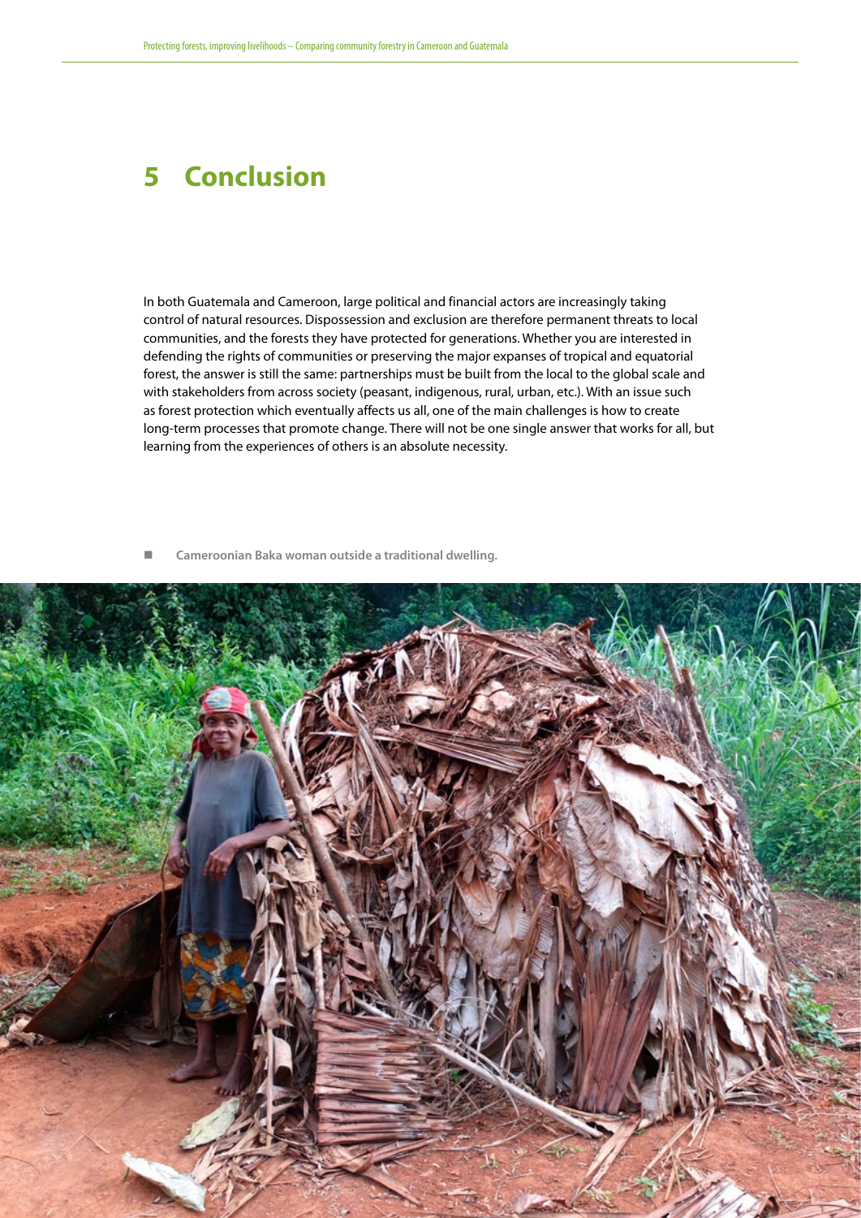# 5 Conclusion

In both Guatemala and Cameroon, large political and financial actors are increasingly taking control of natural resources. Dispossession and exclusion are therefore permanent threats to local communities, and the forests they have protected for generations. Whether you are interested in defending the rights of communities or preserving the major expanses of tropical and equatorial forest, the answer is still the same: partnerships must be built from the local to the global scale and with stakeholders from across society (peasant, indigenous, rural, urban, etc.). With an issue such as forest protection which eventually affects us all, one of the main challenges is how to create long-term processes that promote change. There will not be one single answer that works for all, but learning from the experiences of others is an absolute necessity.

**Cameroonian Baka woman outside a traditional dwelling.**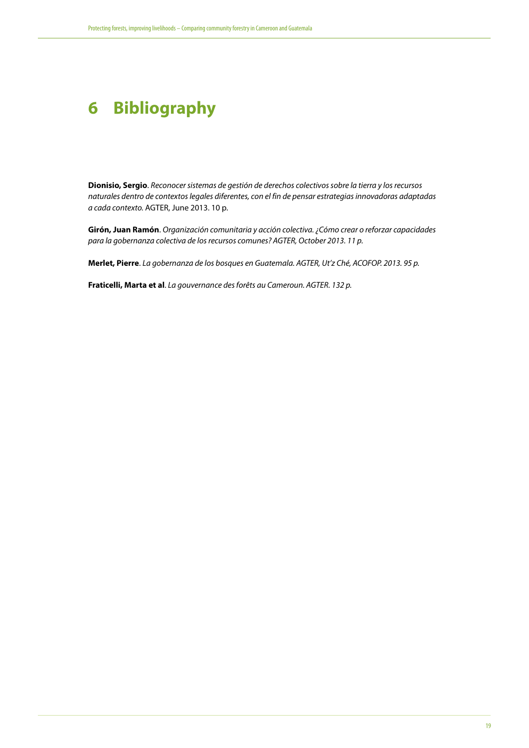# 6 Bibliography

**Dionisio, Sergio**. *Reconocer sistemas de gestión de derechos colectivos sobre la tierra y los recursos naturales dentro de contextos legales diferentes, con el fin de pensar estrategias innovadoras adaptadas a cada contexto.* AGTER, June 2013. 10 p.

**Girón, Juan Ramón**. *Organización comunitaria y acción colectiva. ¿Cómo crear o reforzar capacidades para la gobernanza colectiva de los recursos comunes? AGTER, October 2013. 11 p.*

**Merlet, Pierre**. *La gobernanza de los bosques en Guatemala. AGTER, Ut'z Ché, ACOFOP. 2013. 95 p.*

**Fraticelli, Marta et al**. *La gouvernance des forêts au Cameroun. AGTER. 132 p.*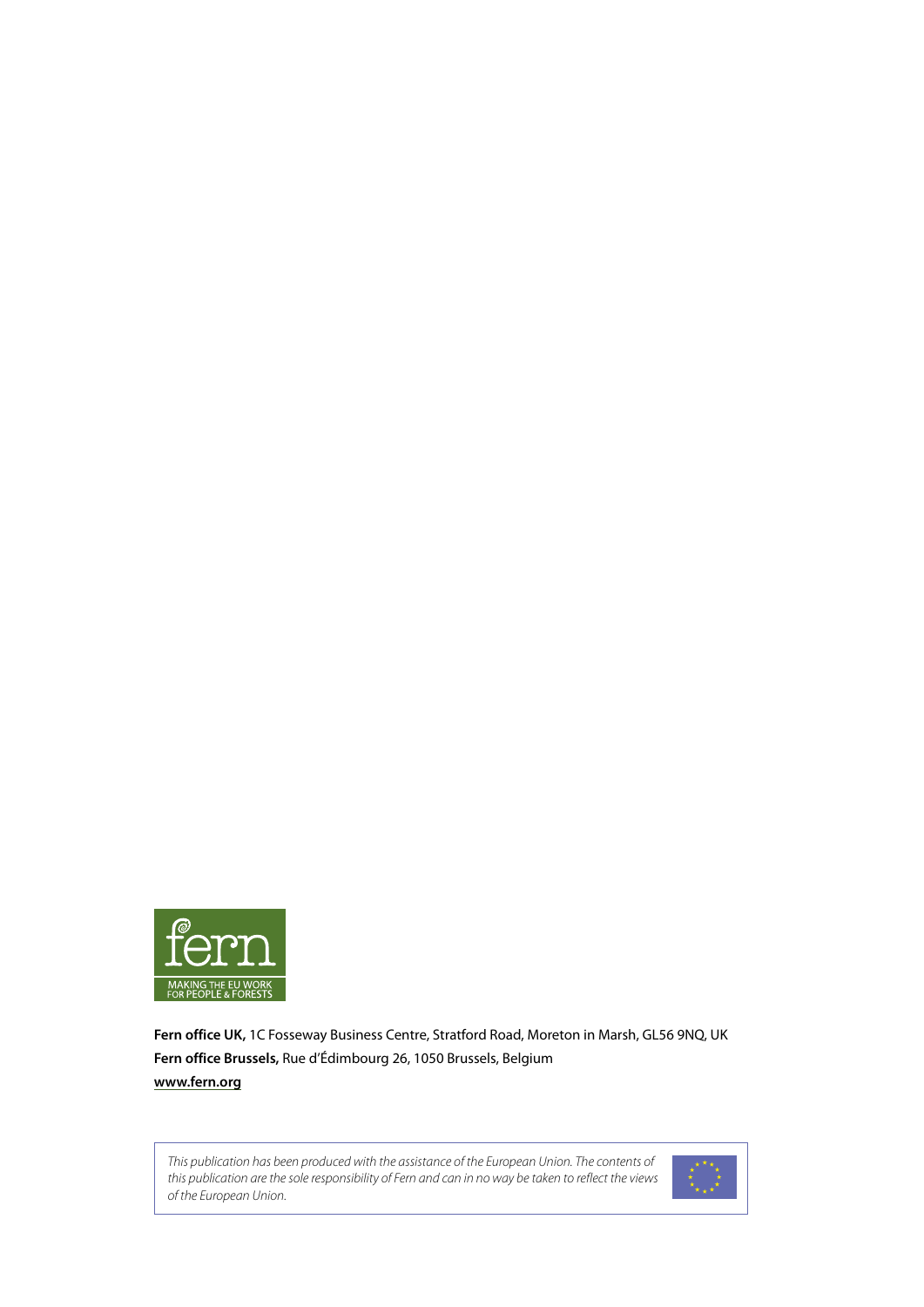fern

MAKING THE EU WORK FOR PEOPLE & FORESTS

**Fern office UK,** 1C Fosseway Business Centre, Stratford Road, Moreton in Marsh, GL56 9NQ, UK
**Fern office Brussels,** Rue d'Édimbourg 26, 1050 Brussels, Belgium
**www.fern.org**

*This publication has been produced with the assistance of the European Union. The contents of this publication are the sole responsibility of Fern and can in no way be taken to reflect the views of the European Union.*